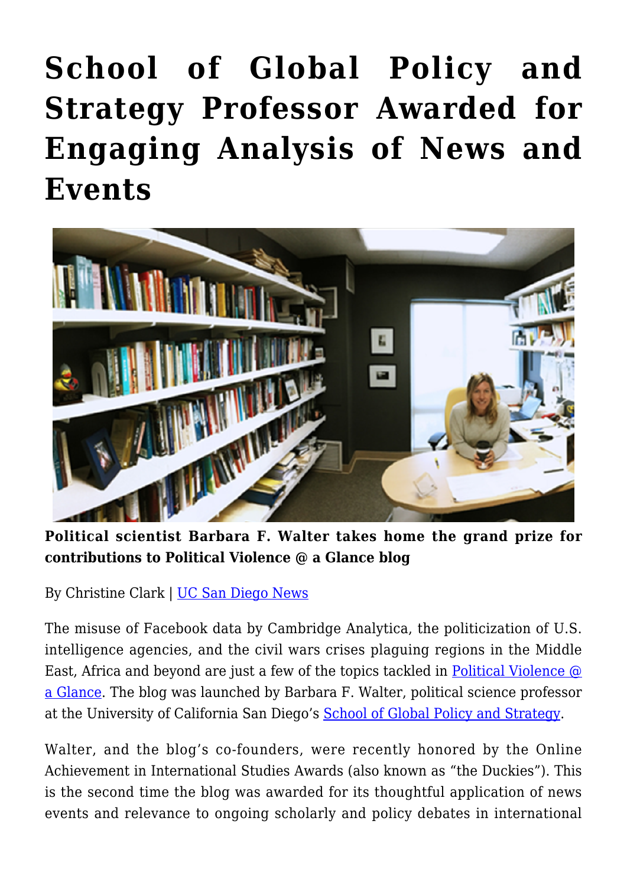# School of Global Policy and Strategy Professor Awarded for Engaging Analysis of News and Events

**Political scientist Barbara F. Walter takes home the grand prize for contributions to Political Violence @ a Glance blog**

By Christine Clark | UC San Diego News

The misuse of Facebook data by Cambridge Analytica, the politicization of U.S. intelligence agencies, and the civil wars crises plaguing regions in the Middle East, Africa and beyond are just a few of the topics tackled in Political Violence @ a Glance. The blog was launched by Barbara F. Walter, political science professor at the University of California San Diego's School of Global Policy and Strategy.

Walter, and the blog's co-founders, were recently honored by the Online Achievement in International Studies Awards (also known as "the Duckies"). This is the second time the blog was awarded for its thoughtful application of news events and relevance to ongoing scholarly and policy debates in international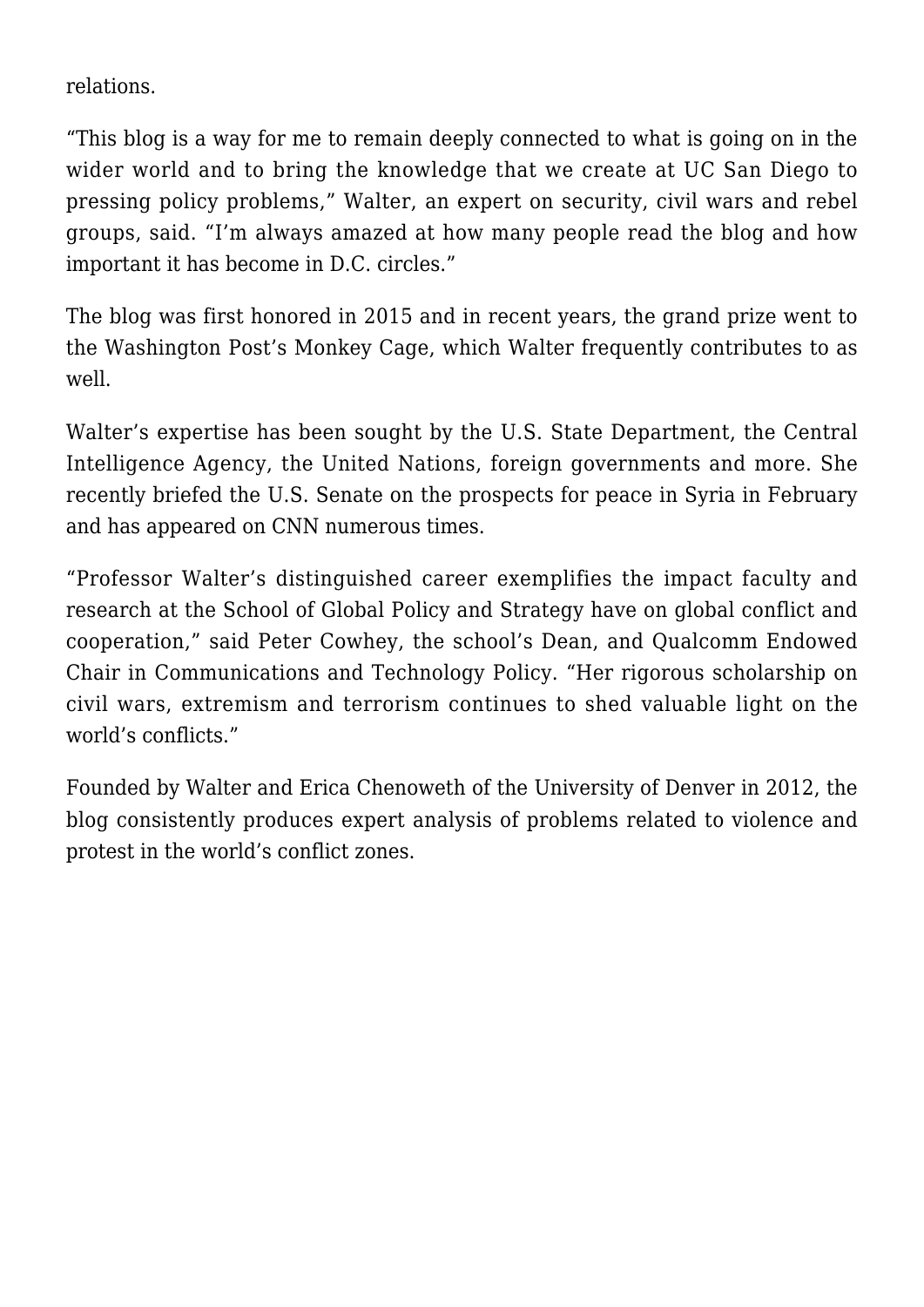relations.

“This blog is a way for me to remain deeply connected to what is going on in the wider world and to bring the knowledge that we create at UC San Diego to pressing policy problems,” Walter, an expert on security, civil wars and rebel groups, said. “I’m always amazed at how many people read the blog and how important it has become in D.C. circles.”

The blog was first honored in 2015 and in recent years, the grand prize went to the Washington Post’s Monkey Cage, which Walter frequently contributes to as well.

Walter’s expertise has been sought by the U.S. State Department, the Central Intelligence Agency, the United Nations, foreign governments and more. She recently briefed the U.S. Senate on the prospects for peace in Syria in February and has appeared on CNN numerous times.

“Professor Walter’s distinguished career exemplifies the impact faculty and research at the School of Global Policy and Strategy have on global conflict and cooperation,” said Peter Cowhey, the school’s Dean, and Qualcomm Endowed Chair in Communications and Technology Policy. “Her rigorous scholarship on civil wars, extremism and terrorism continues to shed valuable light on the world’s conflicts.”

Founded by Walter and Erica Chenoweth of the University of Denver in 2012, the blog consistently produces expert analysis of problems related to violence and protest in the world’s conflict zones.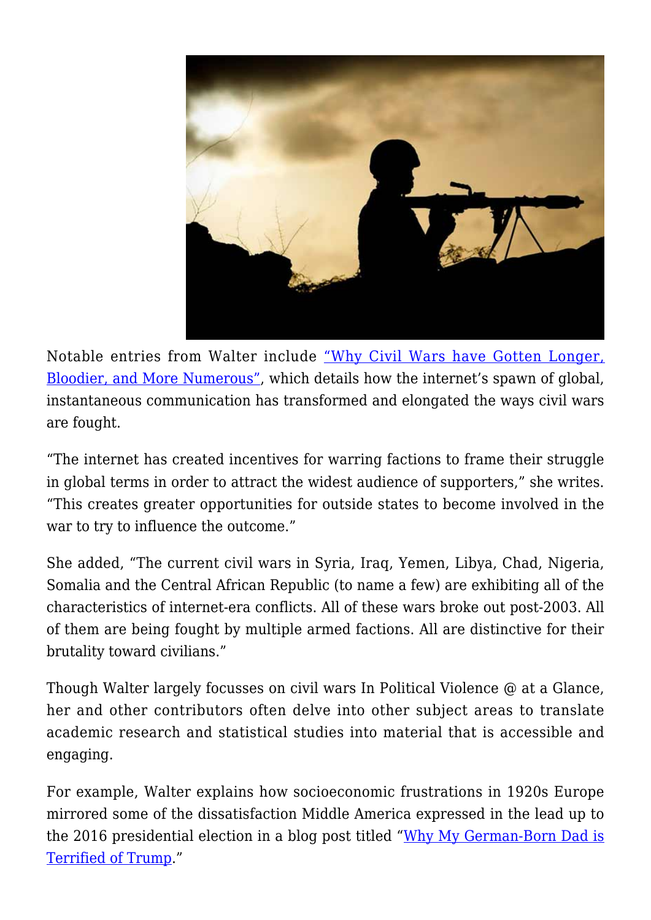Notable entries from Walter include "Why Civil Wars have Gotten Longer, Bloodier, and More Numerous", which details how the internet's spawn of global, instantaneous communication has transformed and elongated the ways civil wars are fought.

"The internet has created incentives for warring factions to frame their struggle in global terms in order to attract the widest audience of supporters," she writes. "This creates greater opportunities for outside states to become involved in the war to try to influence the outcome."

She added, "The current civil wars in Syria, Iraq, Yemen, Libya, Chad, Nigeria, Somalia and the Central African Republic (to name a few) are exhibiting all of the characteristics of internet-era conflicts. All of these wars broke out post-2003. All of them are being fought by multiple armed factions. All are distinctive for their brutality toward civilians."

Though Walter largely focusses on civil wars In Political Violence @ at a Glance, her and other contributors often delve into other subject areas to translate academic research and statistical studies into material that is accessible and engaging.

For example, Walter explains how socioeconomic frustrations in 1920s Europe mirrored some of the dissatisfaction Middle America expressed in the lead up to the 2016 presidential election in a blog post titled "Why My German-Born Dad is Terrified of Trump."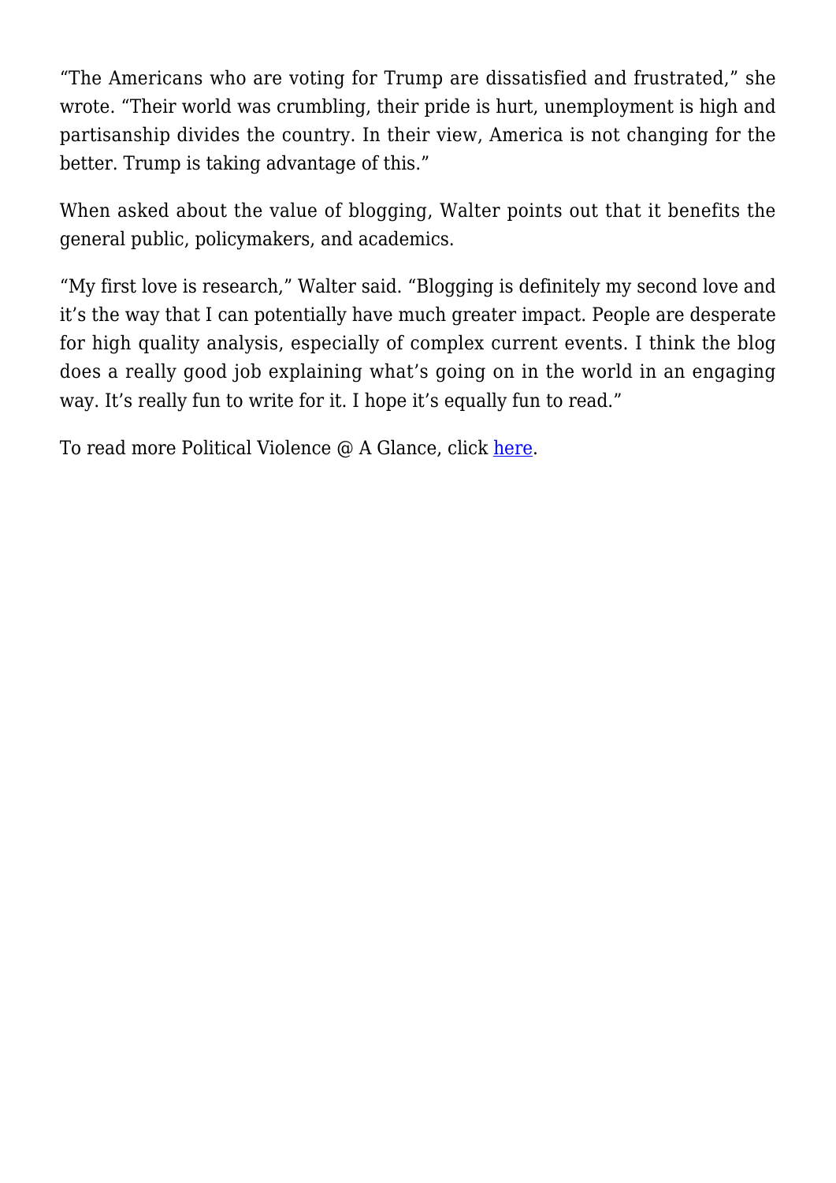"The Americans who are voting for Trump are dissatisfied and frustrated," she wrote. "Their world was crumbling, their pride is hurt, unemployment is high and partisanship divides the country. In their view, America is not changing for the better. Trump is taking advantage of this."

When asked about the value of blogging, Walter points out that it benefits the general public, policymakers, and academics.

"My first love is research," Walter said. "Blogging is definitely my second love and it's the way that I can potentially have much greater impact. People are desperate for high quality analysis, especially of complex current events. I think the blog does a really good job explaining what's going on in the world in an engaging way. It's really fun to write for it. I hope it's equally fun to read."

To read more Political Violence @ A Glance, click here.